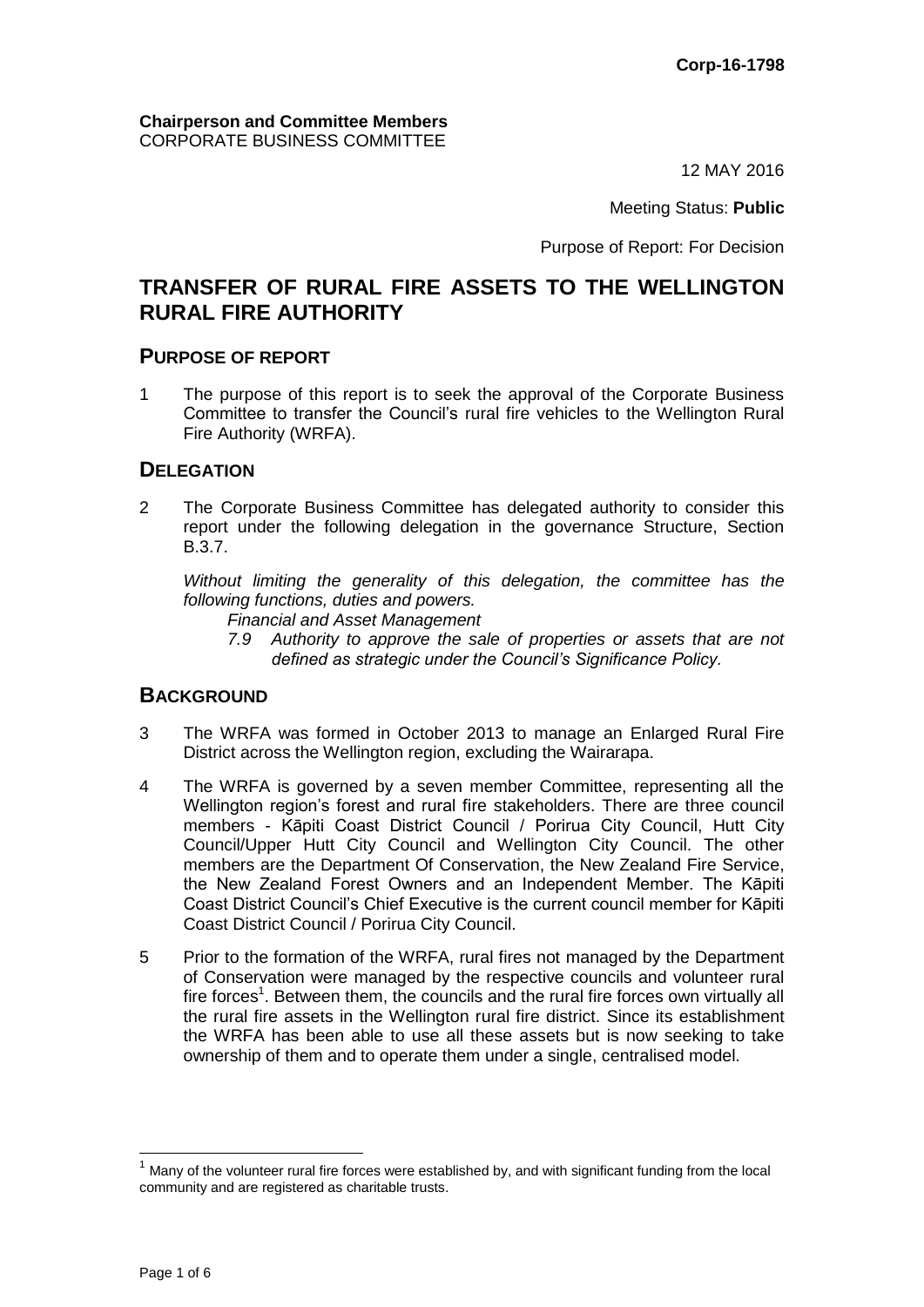**Corp-16-1798**

**Chairperson and Committee Members**
CORPORATE BUSINESS COMMITTEE

12 MAY 2016

Meeting Status: **Public**

Purpose of Report: For Decision

# TRANSFER OF RURAL FIRE ASSETS TO THE WELLINGTON RURAL FIRE AUTHORITY

## PURPOSE OF REPORT

1 The purpose of this report is to seek the approval of the Corporate Business Committee to transfer the Council's rural fire vehicles to the Wellington Rural Fire Authority (WRFA).

## DELEGATION

2 The Corporate Business Committee has delegated authority to consider this report under the following delegation in the governance Structure, Section B.3.7.

*Without limiting the generality of this delegation, the committee has the following functions, duties and powers.*

*Financial and Asset Management*

*7.9 Authority to approve the sale of properties or assets that are not defined as strategic under the Council's Significance Policy.*

## BACKGROUND

3 The WRFA was formed in October 2013 to manage an Enlarged Rural Fire District across the Wellington region, excluding the Wairarapa.

4 The WRFA is governed by a seven member Committee, representing all the Wellington region's forest and rural fire stakeholders. There are three council members - Kāpiti Coast District Council / Porirua City Council, Hutt City Council/Upper Hutt City Council and Wellington City Council. The other members are the Department Of Conservation, the New Zealand Fire Service, the New Zealand Forest Owners and an Independent Member. The Kāpiti Coast District Council's Chief Executive is the current council member for Kāpiti Coast District Council / Porirua City Council.

5 Prior to the formation of the WRFA, rural fires not managed by the Department of Conservation were managed by the respective councils and volunteer rural fire forces[1]. Between them, the councils and the rural fire forces own virtually all the rural fire assets in the Wellington rural fire district. Since its establishment the WRFA has been able to use all these assets but is now seeking to take ownership of them and to operate them under a single, centralised model.

[1] Many of the volunteer rural fire forces were established by, and with significant funding from the local community and are registered as charitable trusts.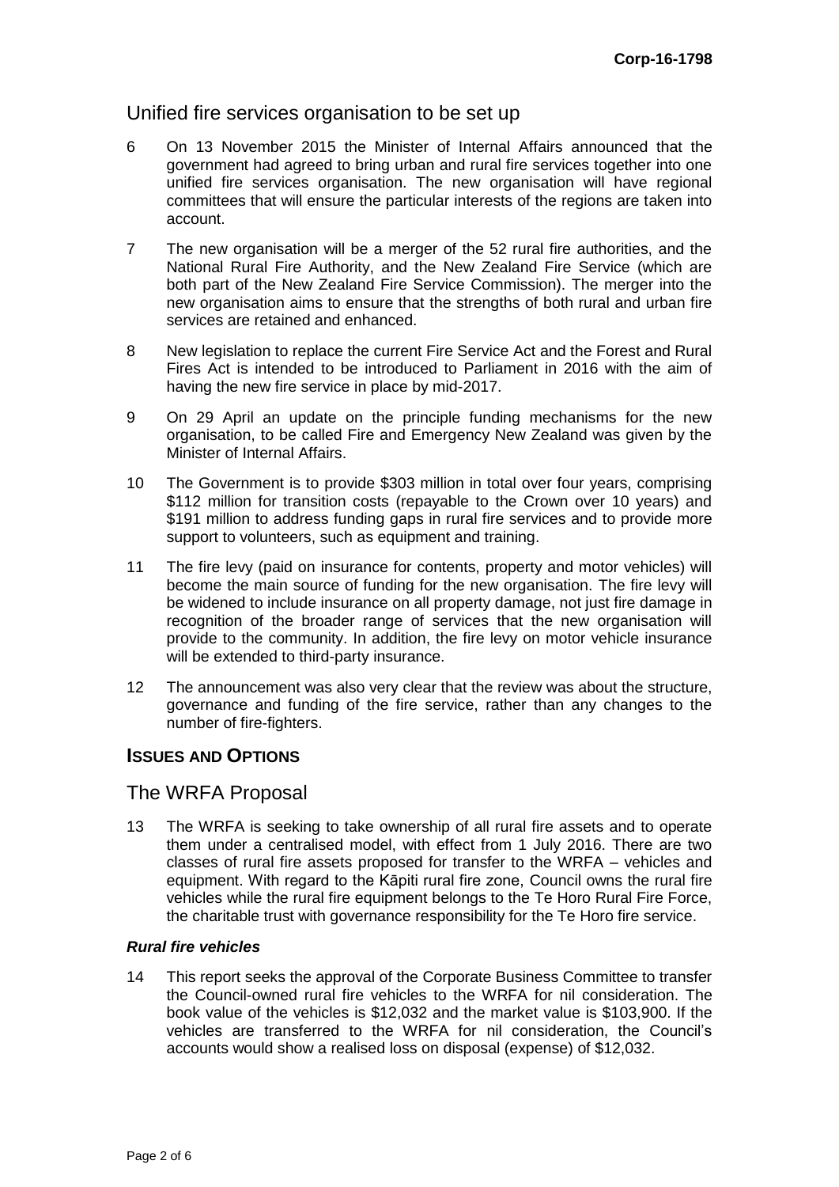## Unified fire services organisation to be set up

6 On 13 November 2015 the Minister of Internal Affairs announced that the government had agreed to bring urban and rural fire services together into one unified fire services organisation. The new organisation will have regional committees that will ensure the particular interests of the regions are taken into account.

7 The new organisation will be a merger of the 52 rural fire authorities, and the National Rural Fire Authority, and the New Zealand Fire Service (which are both part of the New Zealand Fire Service Commission). The merger into the new organisation aims to ensure that the strengths of both rural and urban fire services are retained and enhanced.

8 New legislation to replace the current Fire Service Act and the Forest and Rural Fires Act is intended to be introduced to Parliament in 2016 with the aim of having the new fire service in place by mid-2017.

9 On 29 April an update on the principle funding mechanisms for the new organisation, to be called Fire and Emergency New Zealand was given by the Minister of Internal Affairs.

10 The Government is to provide $303 million in total over four years, comprising $112 million for transition costs (repayable to the Crown over 10 years) and $191 million to address funding gaps in rural fire services and to provide more support to volunteers, such as equipment and training.

11 The fire levy (paid on insurance for contents, property and motor vehicles) will become the main source of funding for the new organisation. The fire levy will be widened to include insurance on all property damage, not just fire damage in recognition of the broader range of services that the new organisation will provide to the community. In addition, the fire levy on motor vehicle insurance will be extended to third-party insurance.

12 The announcement was also very clear that the review was about the structure, governance and funding of the fire service, rather than any changes to the number of fire-fighters.

# ISSUES AND OPTIONS

## The WRFA Proposal

13 The WRFA is seeking to take ownership of all rural fire assets and to operate them under a centralised model, with effect from 1 July 2016. There are two classes of rural fire assets proposed for transfer to the WRFA – vehicles and equipment. With regard to the Kāpiti rural fire zone, Council owns the rural fire vehicles while the rural fire equipment belongs to the Te Horo Rural Fire Force, the charitable trust with governance responsibility for the Te Horo fire service.

### *Rural fire vehicles*

14 This report seeks the approval of the Corporate Business Committee to transfer the Council-owned rural fire vehicles to the WRFA for nil consideration. The book value of the vehicles is $12,032 and the market value is $103,900. If the vehicles are transferred to the WRFA for nil consideration, the Council's accounts would show a realised loss on disposal (expense) of $12,032.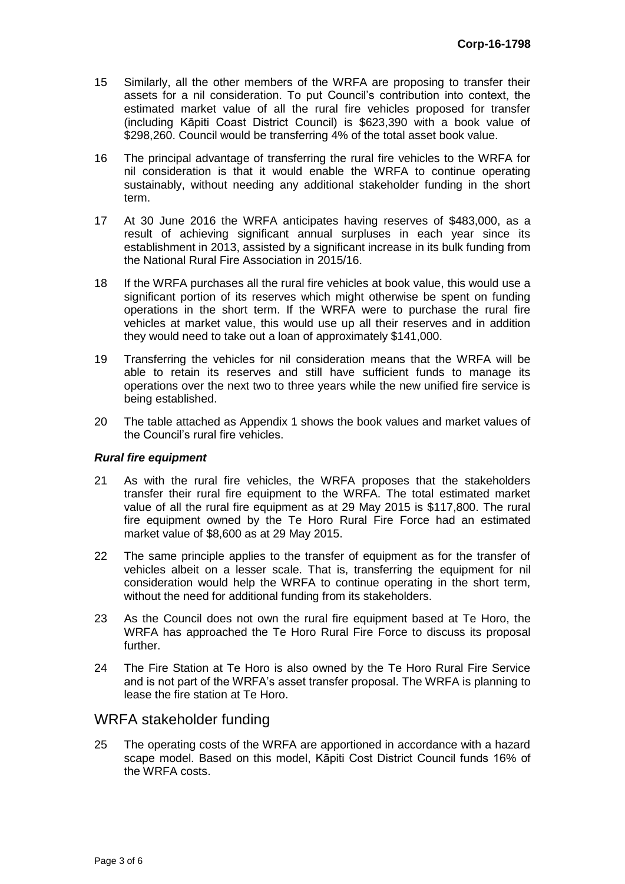15 Similarly, all the other members of the WRFA are proposing to transfer their assets for a nil consideration. To put Council's contribution into context, the estimated market value of all the rural fire vehicles proposed for transfer (including Kāpiti Coast District Council) is $623,390 with a book value of $298,260. Council would be transferring 4% of the total asset book value.

16 The principal advantage of transferring the rural fire vehicles to the WRFA for nil consideration is that it would enable the WRFA to continue operating sustainably, without needing any additional stakeholder funding in the short term.

17 At 30 June 2016 the WRFA anticipates having reserves of $483,000, as a result of achieving significant annual surpluses in each year since its establishment in 2013, assisted by a significant increase in its bulk funding from the National Rural Fire Association in 2015/16.

18 If the WRFA purchases all the rural fire vehicles at book value, this would use a significant portion of its reserves which might otherwise be spent on funding operations in the short term. If the WRFA were to purchase the rural fire vehicles at market value, this would use up all their reserves and in addition they would need to take out a loan of approximately $141,000.

19 Transferring the vehicles for nil consideration means that the WRFA will be able to retain its reserves and still have sufficient funds to manage its operations over the next two to three years while the new unified fire service is being established.

20 The table attached as Appendix 1 shows the book values and market values of the Council's rural fire vehicles.

***Rural fire equipment***

21 As with the rural fire vehicles, the WRFA proposes that the stakeholders transfer their rural fire equipment to the WRFA. The total estimated market value of all the rural fire equipment as at 29 May 2015 is $117,800. The rural fire equipment owned by the Te Horo Rural Fire Force had an estimated market value of $8,600 as at 29 May 2015.

22 The same principle applies to the transfer of equipment as for the transfer of vehicles albeit on a lesser scale. That is, transferring the equipment for nil consideration would help the WRFA to continue operating in the short term, without the need for additional funding from its stakeholders.

23 As the Council does not own the rural fire equipment based at Te Horo, the WRFA has approached the Te Horo Rural Fire Force to discuss its proposal further.

24 The Fire Station at Te Horo is also owned by the Te Horo Rural Fire Service and is not part of the WRFA's asset transfer proposal. The WRFA is planning to lease the fire station at Te Horo.

## WRFA stakeholder funding

25 The operating costs of the WRFA are apportioned in accordance with a hazard scape model. Based on this model, Kāpiti Cost District Council funds 16% of the WRFA costs.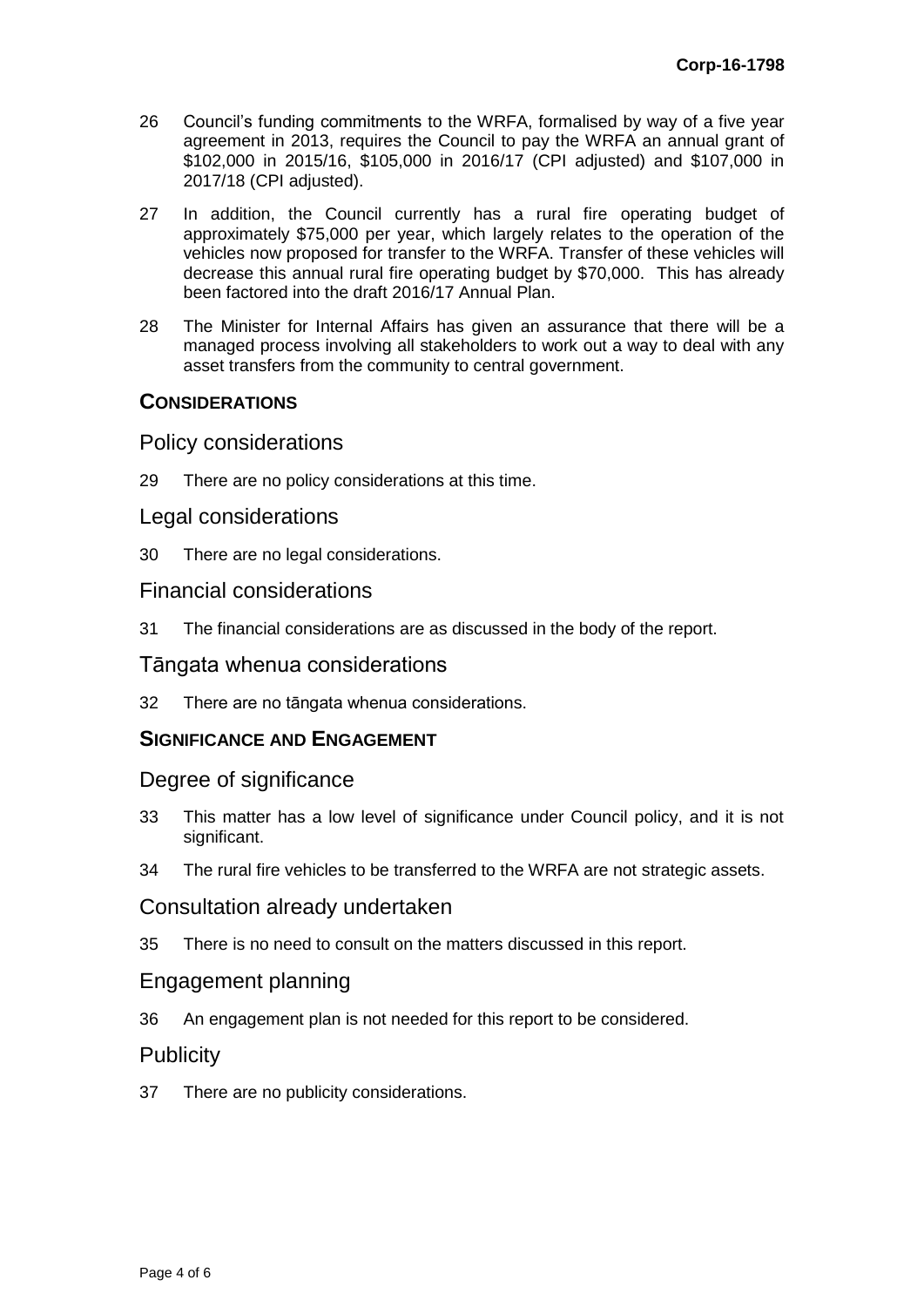26 Council's funding commitments to the WRFA, formalised by way of a five year agreement in 2013, requires the Council to pay the WRFA an annual grant of $102,000 in 2015/16, $105,000 in 2016/17 (CPI adjusted) and $107,000 in 2017/18 (CPI adjusted).

27 In addition, the Council currently has a rural fire operating budget of approximately $75,000 per year, which largely relates to the operation of the vehicles now proposed for transfer to the WRFA. Transfer of these vehicles will decrease this annual rural fire operating budget by $70,000. This has already been factored into the draft 2016/17 Annual Plan.

28 The Minister for Internal Affairs has given an assurance that there will be a managed process involving all stakeholders to work out a way to deal with any asset transfers from the community to central government.

## CONSIDERATIONS

### Policy considerations

29 There are no policy considerations at this time.

### Legal considerations

30 There are no legal considerations.

### Financial considerations

31 The financial considerations are as discussed in the body of the report.

### Tāngata whenua considerations

32 There are no tāngata whenua considerations.

## SIGNIFICANCE AND ENGAGEMENT

### Degree of significance

33 This matter has a low level of significance under Council policy, and it is not significant.

34 The rural fire vehicles to be transferred to the WRFA are not strategic assets.

### Consultation already undertaken

35 There is no need to consult on the matters discussed in this report.

### Engagement planning

36 An engagement plan is not needed for this report to be considered.

### Publicity

37 There are no publicity considerations.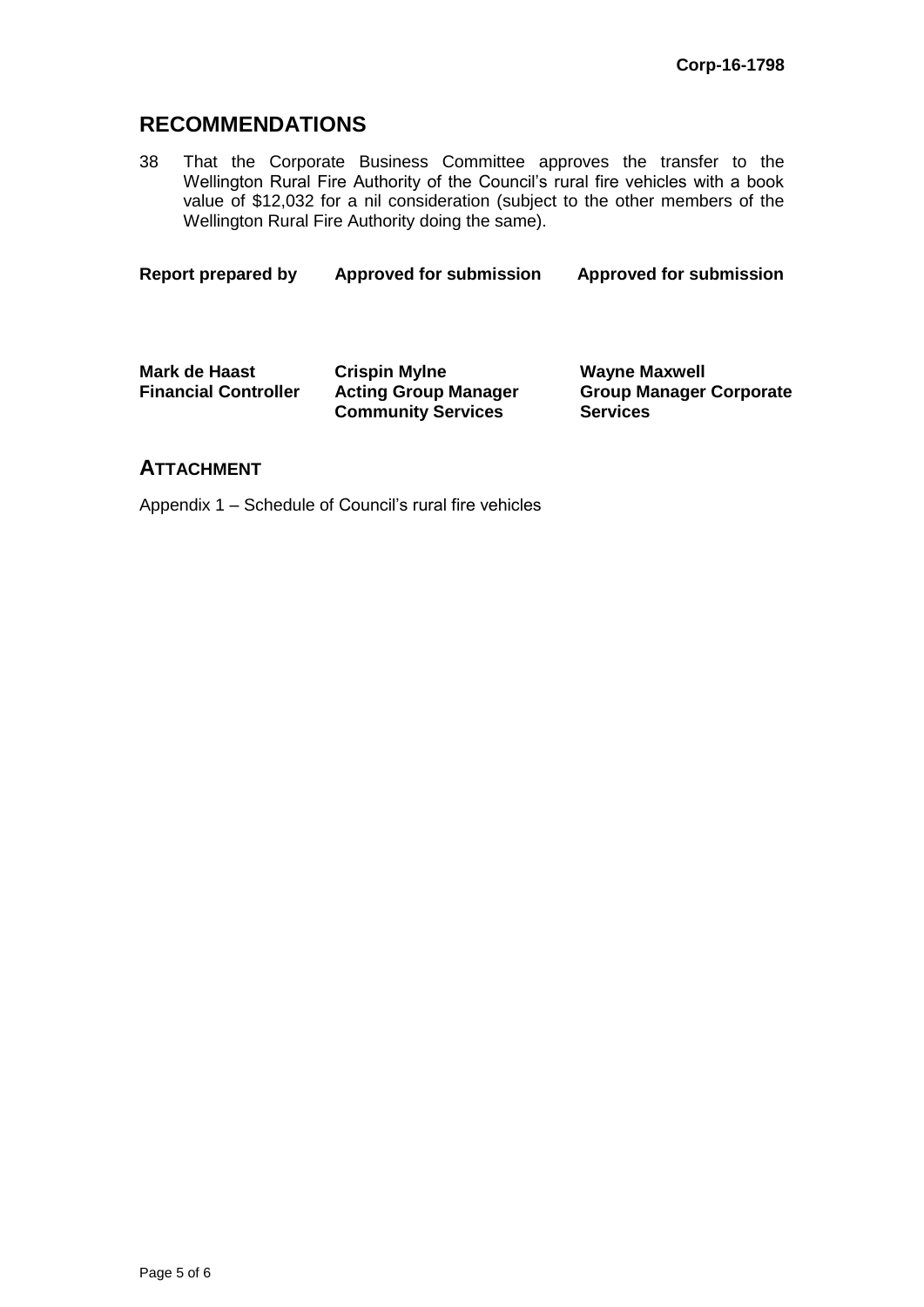## RECOMMENDATIONS

38 That the Corporate Business Committee approves the transfer to the Wellington Rural Fire Authority of the Council's rural fire vehicles with a book value of $12,032 for a nil consideration (subject to the other members of the Wellington Rural Fire Authority doing the same).

| **Report prepared by** | **Approved for submission** | **Approved for submission** |
|---|---|---|
| **Mark de Haast**<br>**Financial Controller** | **Crispin Mylne**<br>**Acting Group Manager Community Services** | **Wayne Maxwell**<br>**Group Manager Corporate Services** |

## ATTACHMENT

Appendix 1 – Schedule of Council's rural fire vehicles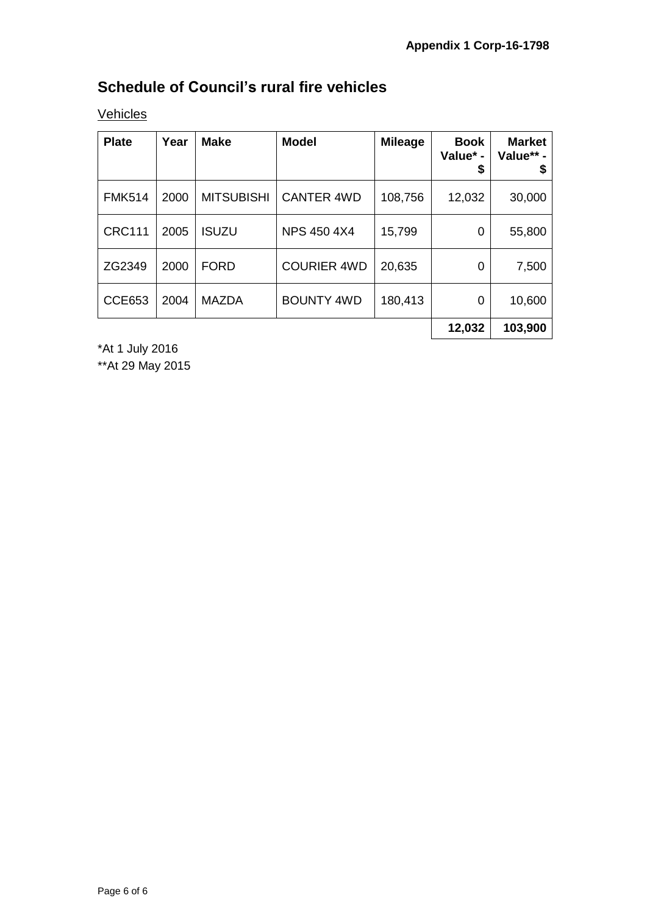Appendix 1 Corp-16-1798

## Schedule of Council's rural fire vehicles

Vehicles

| Plate | Year | Make | Model | Mileage | Book Value* - $ | Market Value** - $ |
|---|---|---|---|---|---|---|
| FMK514 | 2000 | MITSUBISHI | CANTER 4WD | 108,756 | 12,032 | 30,000 |
| CRC111 | 2005 | ISUZU | NPS 450 4X4 | 15,799 | 0 | 55,800 |
| ZG2349 | 2000 | FORD | COURIER 4WD | 20,635 | 0 | 7,500 |
| CCE653 | 2004 | MAZDA | BOUNTY 4WD | 180,413 | 0 | 10,600 |
| | | | | | **12,032** | **103,900** |

*At 1 July 2016
**At 29 May 2015